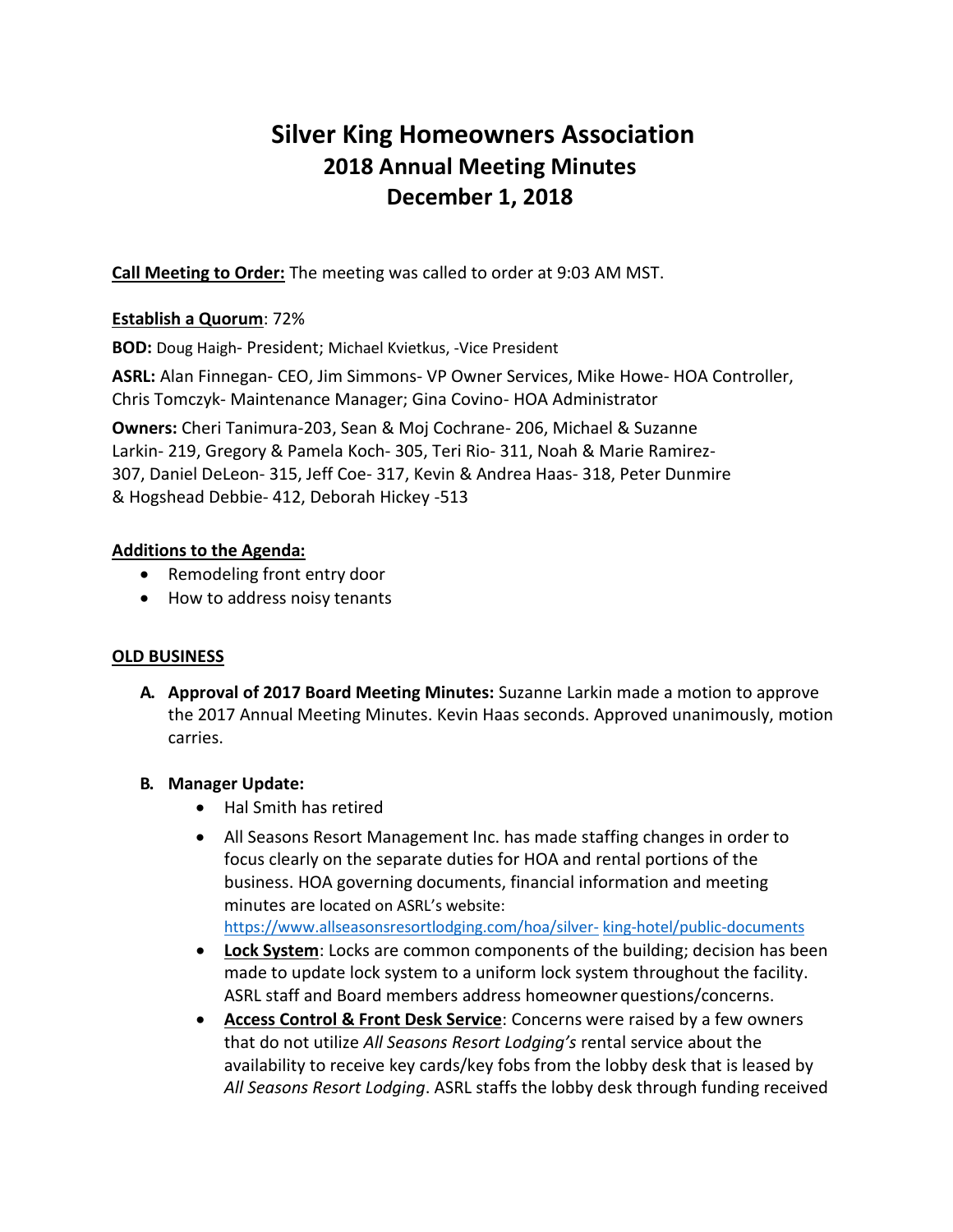# Silver King Homeowners Association
## 2018 Annual Meeting Minutes
## December 1, 2018

**Call Meeting to Order:** The meeting was called to order at 9:03 AM MST.

**Establish a Quorum**: 72%

**BOD:** Doug Haigh- President; Michael Kvietkus, -Vice President

**ASRL:** Alan Finnegan- CEO, Jim Simmons- VP Owner Services, Mike Howe- HOA Controller, Chris Tomczyk- Maintenance Manager; Gina Covino- HOA Administrator

**Owners:** Cheri Tanimura-203, Sean & Moj Cochrane- 206, Michael & Suzanne Larkin- 219, Gregory & Pamela Koch- 305, Teri Rio- 311, Noah & Marie Ramirez-307, Daniel DeLeon- 315, Jeff Coe- 317, Kevin & Andrea Haas- 318, Peter Dunmire & Hogshead Debbie- 412, Deborah Hickey -513

**Additions to the Agenda:**

- Remodeling front entry door
- How to address noisy tenants

**OLD BUSINESS**

**A. Approval of 2017 Board Meeting Minutes:** Suzanne Larkin made a motion to approve the 2017 Annual Meeting Minutes. Kevin Haas seconds. Approved unanimously, motion carries.

**B. Manager Update:**

- Hal Smith has retired
- All Seasons Resort Management Inc. has made staffing changes in order to focus clearly on the separate duties for HOA and rental portions of the business. HOA governing documents, financial information and meeting minutes are located on ASRL's website: https://www.allseasonsresortlodging.com/hoa/silver-king-hotel/public-documents
- **Lock System**: Locks are common components of the building; decision has been made to update lock system to a uniform lock system throughout the facility. ASRL staff and Board members address homeowner questions/concerns.
- **Access Control & Front Desk Service**: Concerns were raised by a few owners that do not utilize *All Seasons Resort Lodging's* rental service about the availability to receive key cards/key fobs from the lobby desk that is leased by *All Seasons Resort Lodging*. ASRL staffs the lobby desk through funding received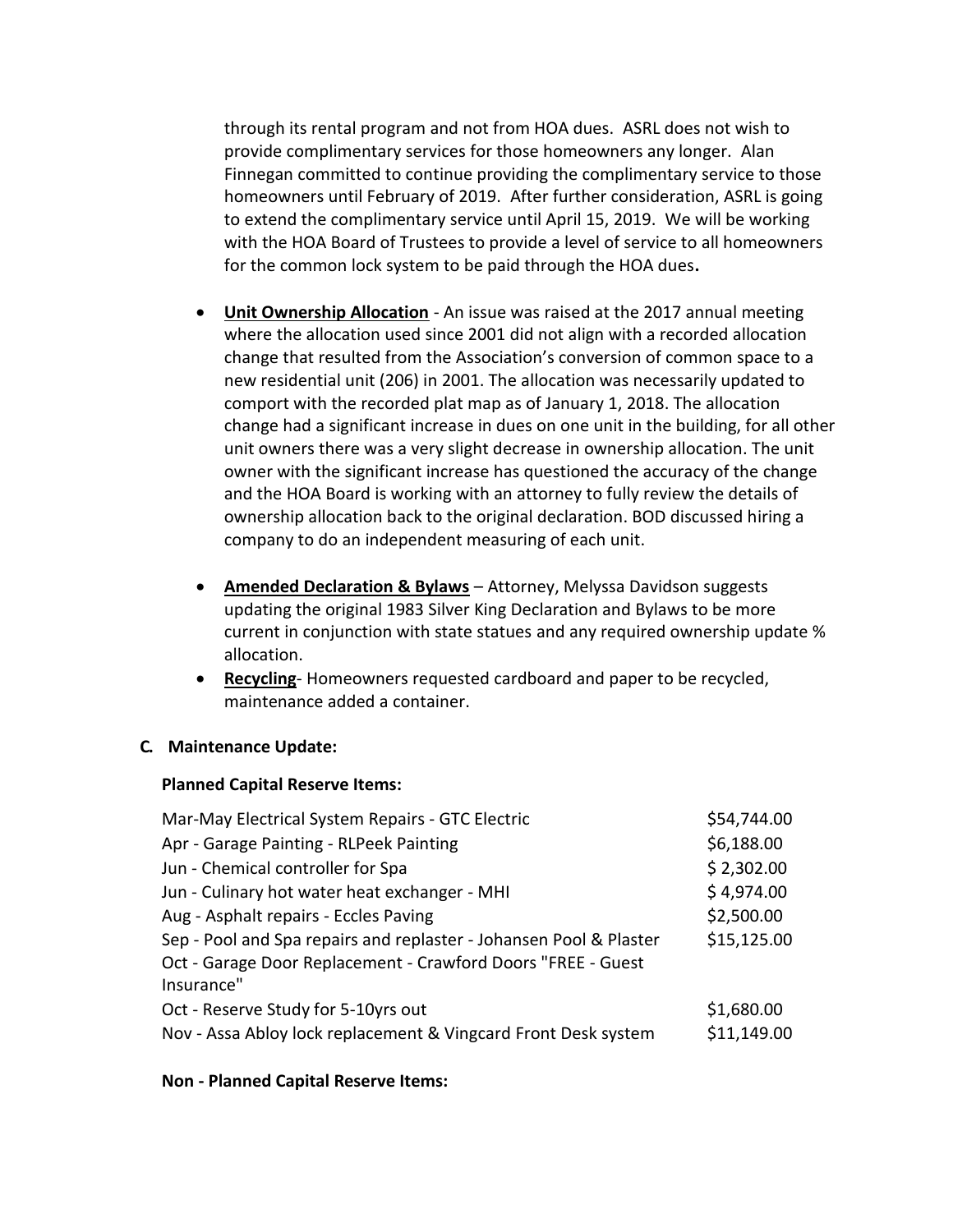through its rental program and not from HOA dues. ASRL does not wish to provide complimentary services for those homeowners any longer. Alan Finnegan committed to continue providing the complimentary service to those homeowners until February of 2019. After further consideration, ASRL is going to extend the complimentary service until April 15, 2019. We will be working with the HOA Board of Trustees to provide a level of service to all homeowners for the common lock system to be paid through the HOA dues**.**

- **Unit Ownership Allocation** - An issue was raised at the 2017 annual meeting where the allocation used since 2001 did not align with a recorded allocation change that resulted from the Association's conversion of common space to a new residential unit (206) in 2001. The allocation was necessarily updated to comport with the recorded plat map as of January 1, 2018. The allocation change had a significant increase in dues on one unit in the building, for all other unit owners there was a very slight decrease in ownership allocation. The unit owner with the significant increase has questioned the accuracy of the change and the HOA Board is working with an attorney to fully review the details of ownership allocation back to the original declaration. BOD discussed hiring a company to do an independent measuring of each unit.

- **Amended Declaration & Bylaws** – Attorney, Melyssa Davidson suggests updating the original 1983 Silver King Declaration and Bylaws to be more current in conjunction with state statues and any required ownership update % allocation.
- **Recycling**- Homeowners requested cardboard and paper to be recycled, maintenance added a container.

### C. Maintenance Update:

**Planned Capital Reserve Items:**

| Item | Amount |
|---|---|
| Mar-May Electrical System Repairs - GTC Electric | \$54,744.00 |
| Apr - Garage Painting - RLPeek Painting | \$6,188.00 |
| Jun - Chemical controller for Spa | \$ 2,302.00 |
| Jun - Culinary hot water heat exchanger - MHI | \$ 4,974.00 |
| Aug - Asphalt repairs - Eccles Paving | \$2,500.00 |
| Sep - Pool and Spa repairs and replaster - Johansen Pool & Plaster | \$15,125.00 |
| Oct - Garage Door Replacement - Crawford Doors "FREE - Guest Insurance" | |
| Oct - Reserve Study for 5-10yrs out | \$1,680.00 |
| Nov - Assa Abloy lock replacement & Vingcard Front Desk system | \$11,149.00 |

**Non - Planned Capital Reserve Items:**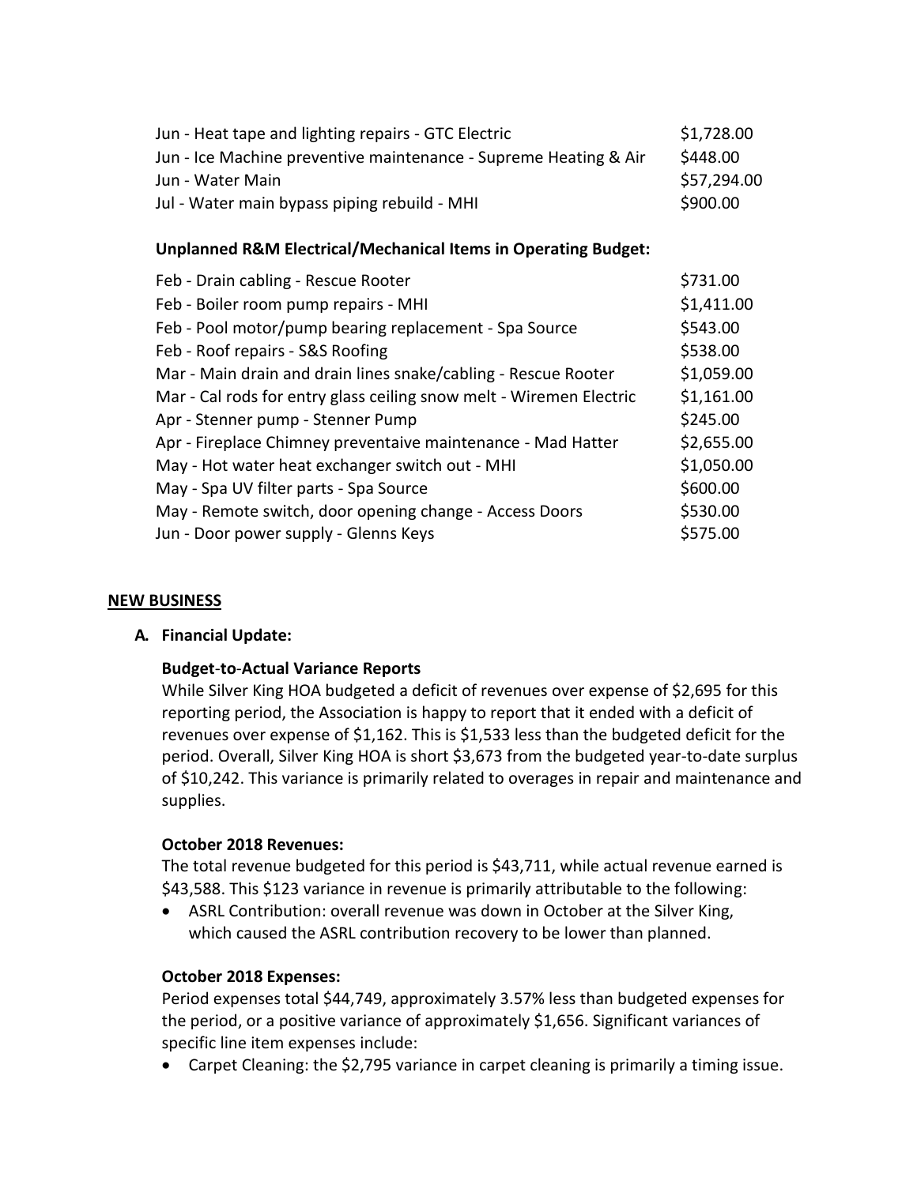| | |
|---|---|
| Jun - Heat tape and lighting repairs - GTC Electric | $1,728.00 |
| Jun - Ice Machine preventive maintenance - Supreme Heating & Air | $448.00 |
| Jun - Water Main | $57,294.00 |
| Jul - Water main bypass piping rebuild - MHI | $900.00 |

**Unplanned R&M Electrical/Mechanical Items in Operating Budget:**

| | |
|---|---|
| Feb - Drain cabling - Rescue Rooter | $731.00 |
| Feb - Boiler room pump repairs - MHI | $1,411.00 |
| Feb - Pool motor/pump bearing replacement - Spa Source | $543.00 |
| Feb - Roof repairs - S&S Roofing | $538.00 |
| Mar - Main drain and drain lines snake/cabling - Rescue Rooter | $1,059.00 |
| Mar - Cal rods for entry glass ceiling snow melt - Wiremen Electric | $1,161.00 |
| Apr - Stenner pump - Stenner Pump | $245.00 |
| Apr - Fireplace Chimney preventaive maintenance - Mad Hatter | $2,655.00 |
| May - Hot water heat exchanger switch out - MHI | $1,050.00 |
| May - Spa UV filter parts - Spa Source | $600.00 |
| May - Remote switch, door opening change - Access Doors | $530.00 |
| Jun - Door power supply - Glenns Keys | $575.00 |

## NEW BUSINESS

**A. Financial Update:**

**Budget-to-Actual Variance Reports**

While Silver King HOA budgeted a deficit of revenues over expense of $2,695 for this reporting period, the Association is happy to report that it ended with a deficit of revenues over expense of $1,162. This is $1,533 less than the budgeted deficit for the period. Overall, Silver King HOA is short $3,673 from the budgeted year-to-date surplus of $10,242. This variance is primarily related to overages in repair and maintenance and supplies.

**October 2018 Revenues:**

The total revenue budgeted for this period is $43,711, while actual revenue earned is $43,588. This $123 variance in revenue is primarily attributable to the following:

- ASRL Contribution: overall revenue was down in October at the Silver King, which caused the ASRL contribution recovery to be lower than planned.

**October 2018 Expenses:**

Period expenses total $44,749, approximately 3.57% less than budgeted expenses for the period, or a positive variance of approximately $1,656. Significant variances of specific line item expenses include:

- Carpet Cleaning: the $2,795 variance in carpet cleaning is primarily a timing issue.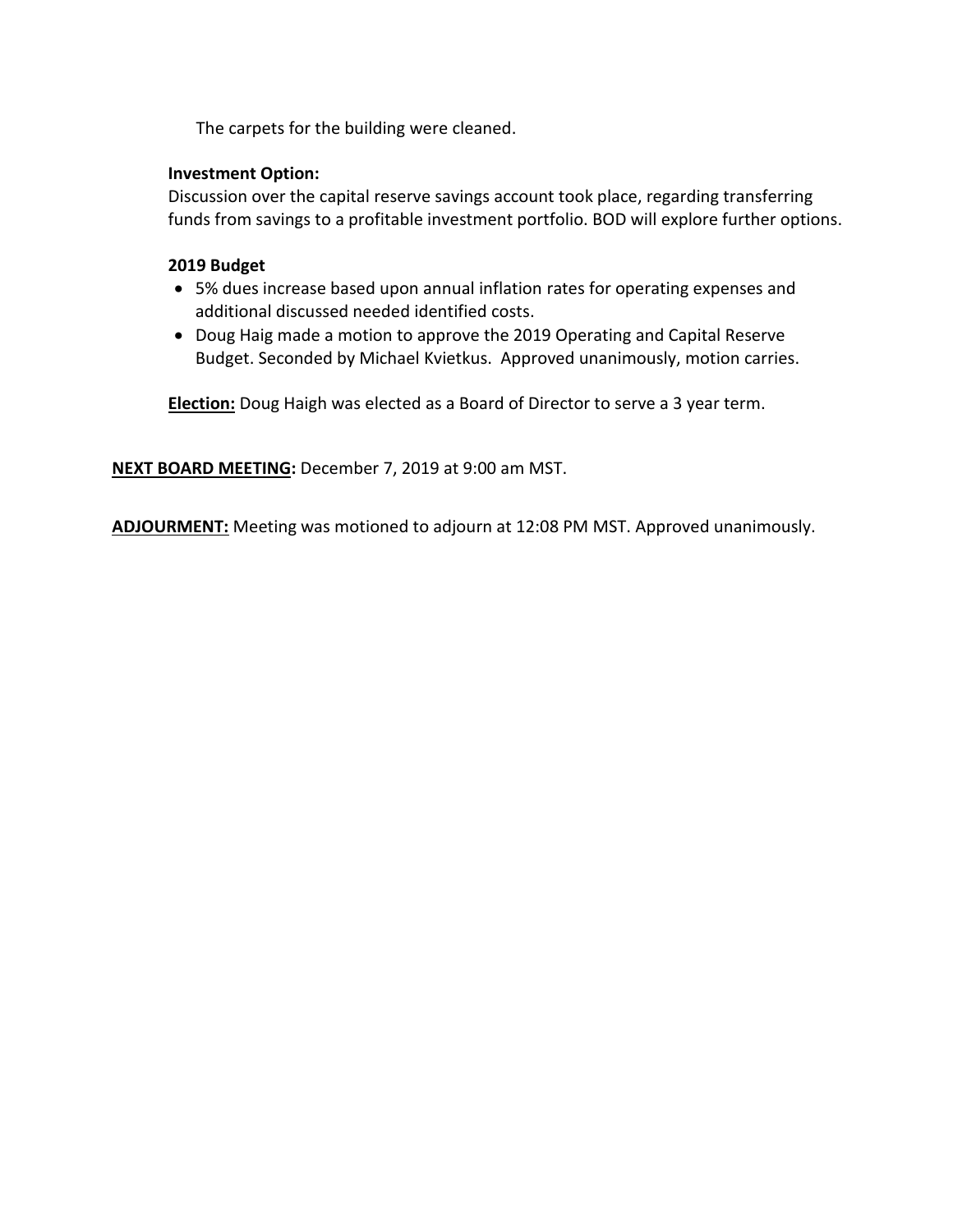The carpets for the building were cleaned.

**Investment Option:**
Discussion over the capital reserve savings account took place, regarding transferring funds from savings to a profitable investment portfolio. BOD will explore further options.

**2019 Budget**

- 5% dues increase based upon annual inflation rates for operating expenses and additional discussed needed identified costs.
- Doug Haig made a motion to approve the 2019 Operating and Capital Reserve Budget. Seconded by Michael Kvietkus. Approved unanimously, motion carries.

**Election:** Doug Haigh was elected as a Board of Director to serve a 3 year term.

**NEXT BOARD MEETING:** December 7, 2019 at 9:00 am MST.

**ADJOURMENT:** Meeting was motioned to adjourn at 12:08 PM MST. Approved unanimously.